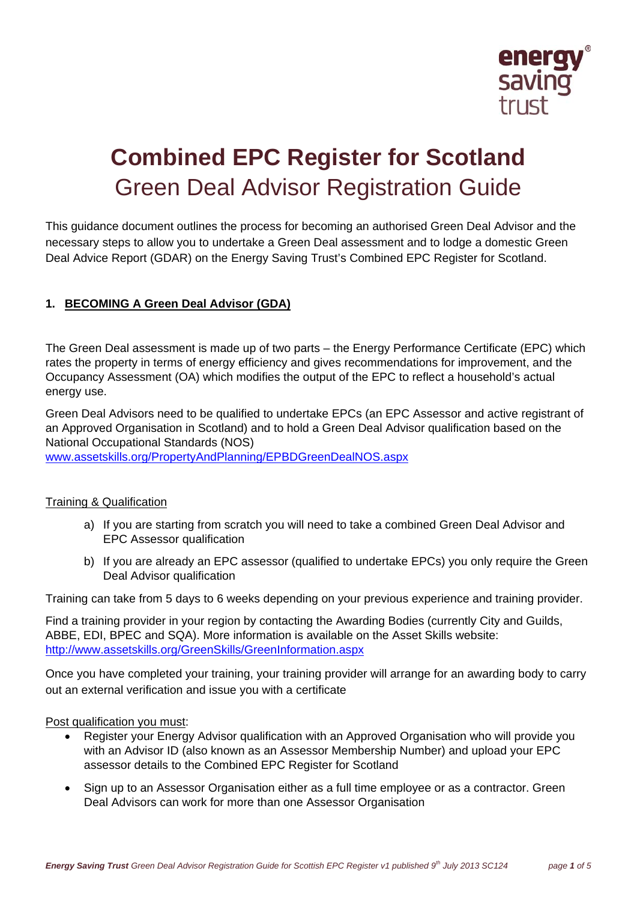# Combined EPC Register for Scotland

## Green Deal Advisor Registration Guide

This guidance document outlines the process for becoming an authorised Green Deal Advisor and the necessary steps to allow you to undertake a Green Deal assessment and to lodge a domestic Green Deal Advice Report (GDAR) on the Energy Saving Trust's Combined EPC Register for Scotland.

### 1. BECOMING A Green Deal Advisor (GDA)

The Green Deal assessment is made up of two parts – the Energy Performance Certificate (EPC) which rates the property in terms of energy efficiency and gives recommendations for improvement, and the Occupancy Assessment (OA) which modifies the output of the EPC to reflect a household's actual energy use.

Green Deal Advisors need to be qualified to undertake EPCs (an EPC Assessor and active registrant of an Approved Organisation in Scotland) and to hold a Green Deal Advisor qualification based on the National Occupational Standards (NOS) www.assetskills.org/PropertyAndPlanning/EPBDGreenDealNOS.aspx

Training & Qualification

a) If you are starting from scratch you will need to take a combined Green Deal Advisor and EPC Assessor qualification

b) If you are already an EPC assessor (qualified to undertake EPCs) you only require the Green Deal Advisor qualification

Training can take from 5 days to 6 weeks depending on your previous experience and training provider.

Find a training provider in your region by contacting the Awarding Bodies (currently City and Guilds, ABBE, EDI, BPEC and SQA). More information is available on the Asset Skills website: http://www.assetskills.org/GreenSkills/GreenInformation.aspx

Once you have completed your training, your training provider will arrange for an awarding body to carry out an external verification and issue you with a certificate

Post qualification you must:

- Register your Energy Advisor qualification with an Approved Organisation who will provide you with an Advisor ID (also known as an Assessor Membership Number) and upload your EPC assessor details to the Combined EPC Register for Scotland
- Sign up to an Assessor Organisation either as a full time employee or as a contractor. Green Deal Advisors can work for more than one Assessor Organisation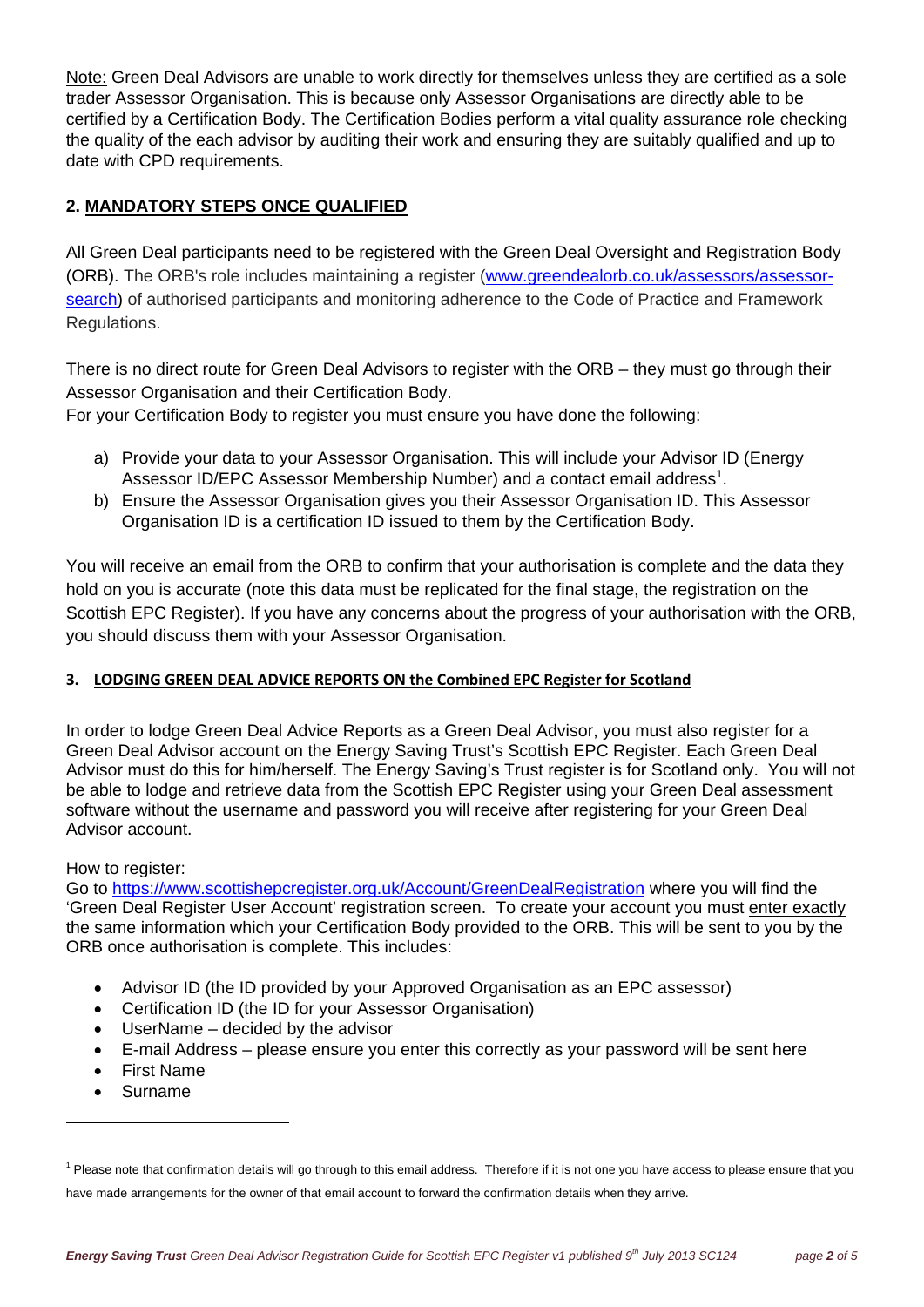Note: Green Deal Advisors are unable to work directly for themselves unless they are certified as a sole trader Assessor Organisation. This is because only Assessor Organisations are directly able to be certified by a Certification Body. The Certification Bodies perform a vital quality assurance role checking the quality of the each advisor by auditing their work and ensuring they are suitably qualified and up to date with CPD requirements.

## 2. MANDATORY STEPS ONCE QUALIFIED

All Green Deal participants need to be registered with the Green Deal Oversight and Registration Body (ORB). The ORB's role includes maintaining a register (www.greendealorb.co.uk/assessors/assessor-search) of authorised participants and monitoring adherence to the Code of Practice and Framework Regulations.

There is no direct route for Green Deal Advisors to register with the ORB – they must go through their Assessor Organisation and their Certification Body.

For your Certification Body to register you must ensure you have done the following:

a) Provide your data to your Assessor Organisation. This will include your Advisor ID (Energy Assessor ID/EPC Assessor Membership Number) and a contact email address[1].
b) Ensure the Assessor Organisation gives you their Assessor Organisation ID. This Assessor Organisation ID is a certification ID issued to them by the Certification Body.

You will receive an email from the ORB to confirm that your authorisation is complete and the data they hold on you is accurate (note this data must be replicated for the final stage, the registration on the Scottish EPC Register). If you have any concerns about the progress of your authorisation with the ORB, you should discuss them with your Assessor Organisation.

## 3. LODGING GREEN DEAL ADVICE REPORTS ON the Combined EPC Register for Scotland

In order to lodge Green Deal Advice Reports as a Green Deal Advisor, you must also register for a Green Deal Advisor account on the Energy Saving Trust's Scottish EPC Register. Each Green Deal Advisor must do this for him/herself. The Energy Saving's Trust register is for Scotland only. You will not be able to lodge and retrieve data from the Scottish EPC Register using your Green Deal assessment software without the username and password you will receive after registering for your Green Deal Advisor account.

How to register:

Go to https://www.scottishepcregister.org.uk/Account/GreenDealRegistration where you will find the 'Green Deal Register User Account' registration screen. To create your account you must enter exactly the same information which your Certification Body provided to the ORB. This will be sent to you by the ORB once authorisation is complete. This includes:

- Advisor ID (the ID provided by your Approved Organisation as an EPC assessor)
- Certification ID (the ID for your Assessor Organisation)
- UserName – decided by the advisor
- E-mail Address – please ensure you enter this correctly as your password will be sent here
- First Name
- Surname

---

[1] Please note that confirmation details will go through to this email address. Therefore if it is not one you have access to please ensure that you have made arrangements for the owner of that email account to forward the confirmation details when they arrive.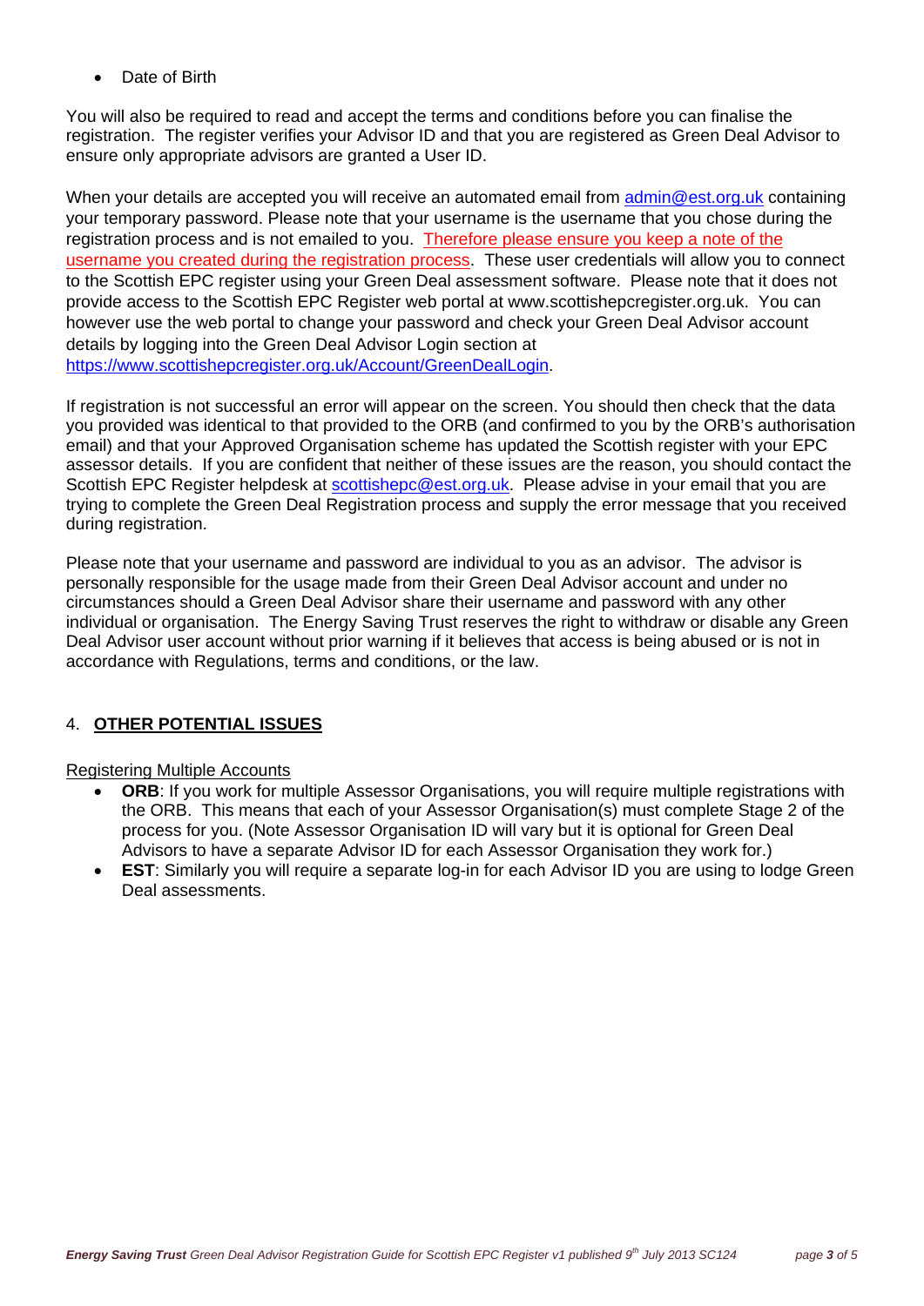- Date of Birth

You will also be required to read and accept the terms and conditions before you can finalise the registration. The register verifies your Advisor ID and that you are registered as Green Deal Advisor to ensure only appropriate advisors are granted a User ID.

When your details are accepted you will receive an automated email from admin@est.org.uk containing your temporary password. Please note that your username is the username that you chose during the registration process and is not emailed to you. Therefore please ensure you keep a note of the username you created during the registration process. These user credentials will allow you to connect to the Scottish EPC register using your Green Deal assessment software. Please note that it does not provide access to the Scottish EPC Register web portal at www.scottishepcregister.org.uk. You can however use the web portal to change your password and check your Green Deal Advisor account details by logging into the Green Deal Advisor Login section at https://www.scottishepcregister.org.uk/Account/GreenDealLogin.

If registration is not successful an error will appear on the screen. You should then check that the data you provided was identical to that provided to the ORB (and confirmed to you by the ORB's authorisation email) and that your Approved Organisation scheme has updated the Scottish register with your EPC assessor details. If you are confident that neither of these issues are the reason, you should contact the Scottish EPC Register helpdesk at scottishepc@est.org.uk. Please advise in your email that you are trying to complete the Green Deal Registration process and supply the error message that you received during registration.

Please note that your username and password are individual to you as an advisor. The advisor is personally responsible for the usage made from their Green Deal Advisor account and under no circumstances should a Green Deal Advisor share their username and password with any other individual or organisation. The Energy Saving Trust reserves the right to withdraw or disable any Green Deal Advisor user account without prior warning if it believes that access is being abused or is not in accordance with Regulations, terms and conditions, or the law.

## 4. OTHER POTENTIAL ISSUES

Registering Multiple Accounts

- **ORB**: If you work for multiple Assessor Organisations, you will require multiple registrations with the ORB. This means that each of your Assessor Organisation(s) must complete Stage 2 of the process for you. (Note Assessor Organisation ID will vary but it is optional for Green Deal Advisors to have a separate Advisor ID for each Assessor Organisation they work for.)
- **EST**: Similarly you will require a separate log-in for each Advisor ID you are using to lodge Green Deal assessments.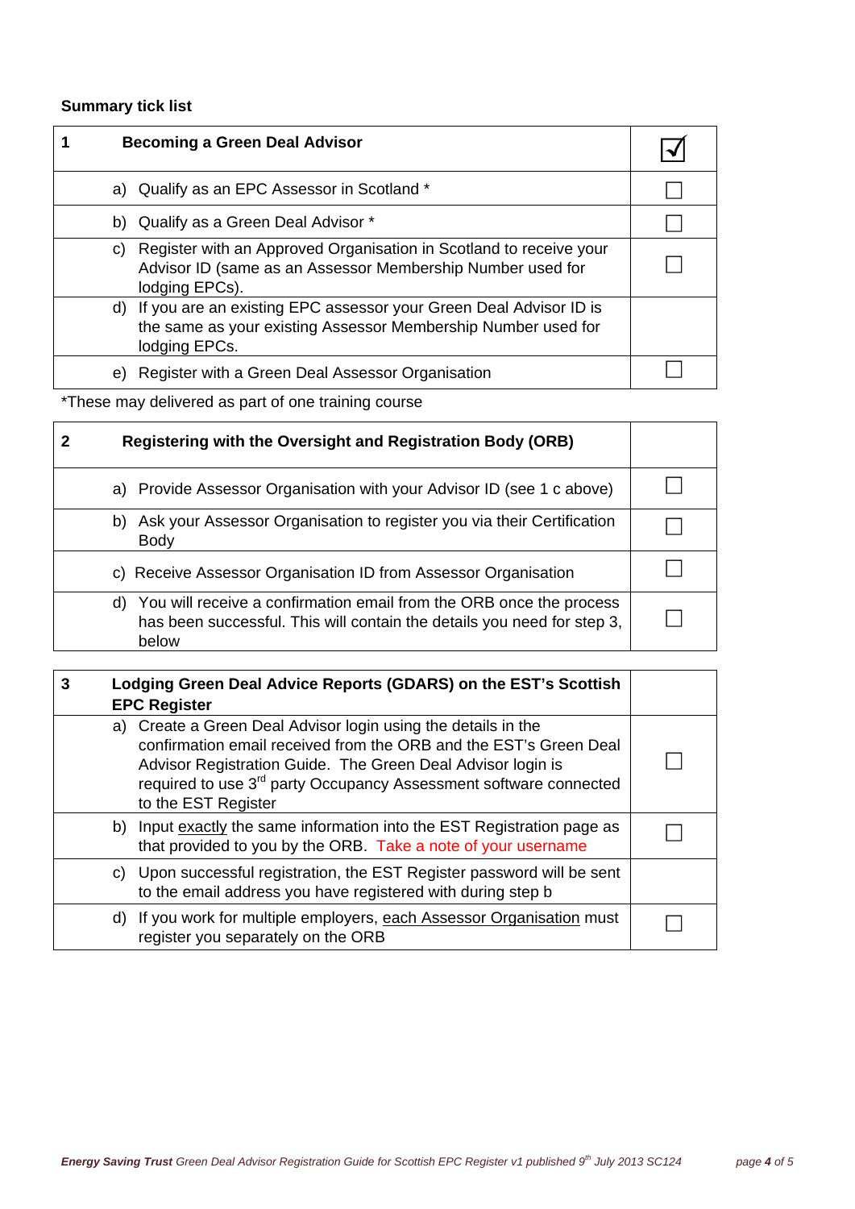**Summary tick list**

| 1 | Becoming a Green Deal Advisor | ☑ |
|---|---|---|
| | a) Qualify as an EPC Assessor in Scotland * | ☐ |
| | b) Qualify as a Green Deal Advisor * | ☐ |
| | c) Register with an Approved Organisation in Scotland to receive your Advisor ID (same as an Assessor Membership Number used for lodging EPCs). | ☐ |
| | d) If you are an existing EPC assessor your Green Deal Advisor ID is the same as your existing Assessor Membership Number used for lodging EPCs. | |
| | e) Register with a Green Deal Assessor Organisation | ☐ |

*These may delivered as part of one training course

| 2 | Registering with the Oversight and Registration Body (ORB) | |
|---|---|---|
| | a) Provide Assessor Organisation with your Advisor ID (see 1 c above) | ☐ |
| | b) Ask your Assessor Organisation to register you via their Certification Body | ☐ |
| | c) Receive Assessor Organisation ID from Assessor Organisation | ☐ |
| | d) You will receive a confirmation email from the ORB once the process has been successful. This will contain the details you need for step 3, below | ☐ |

| 3 | Lodging Green Deal Advice Reports (GDARS) on the EST's Scottish EPC Register | |
|---|---|---|
| | a) Create a Green Deal Advisor login using the details in the confirmation email received from the ORB and the EST's Green Deal Advisor Registration Guide. The Green Deal Advisor login is required to use 3rd party Occupancy Assessment software connected to the EST Register | ☐ |
| | b) Input exactly the same information into the EST Registration page as that provided to you by the ORB. Take a note of your username | ☐ |
| | c) Upon successful registration, the EST Register password will be sent to the email address you have registered with during step b | |
| | d) If you work for multiple employers, each Assessor Organisation must register you separately on the ORB | ☐ |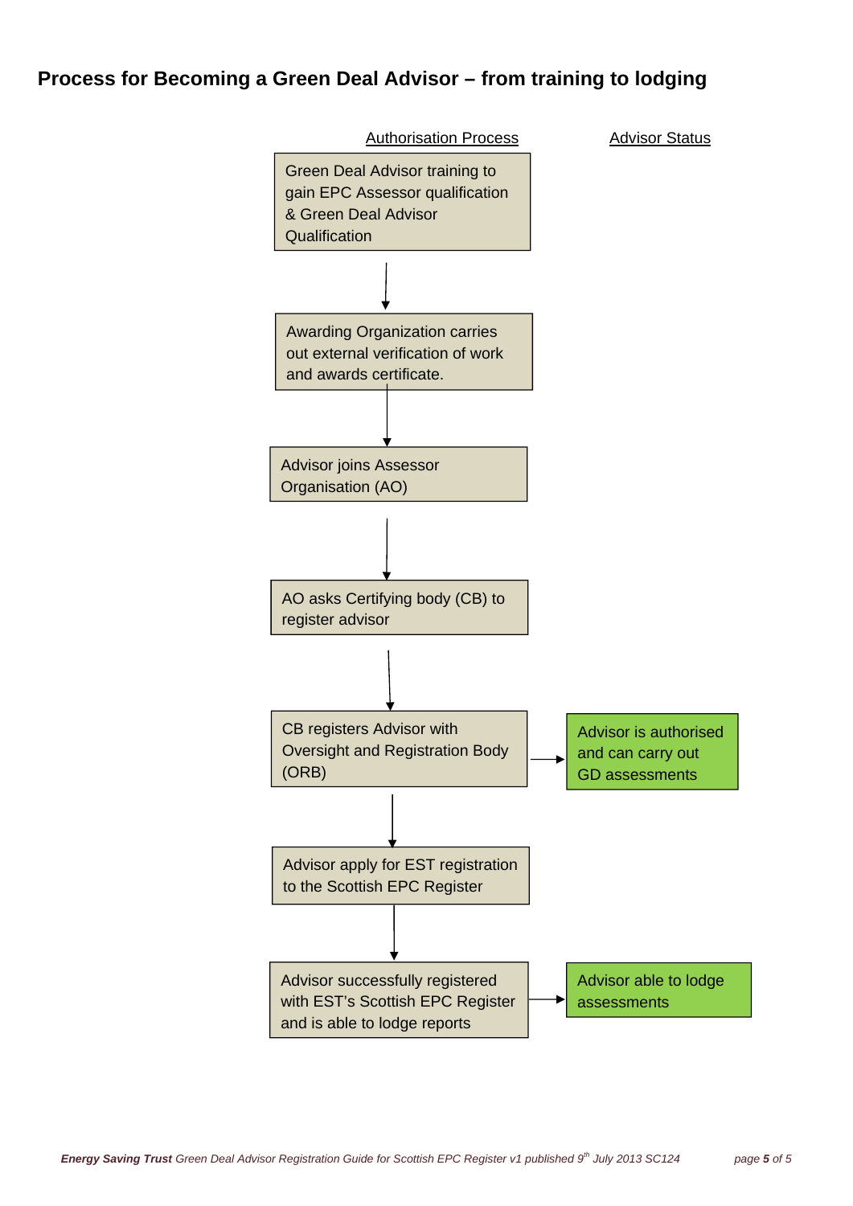# Process for Becoming a Green Deal Advisor – from training to lodging

Authorisation Process

Advisor Status

Green Deal Advisor training to gain EPC Assessor qualification & Green Deal Advisor Qualification

Awarding Organization carries out external verification of work and awards certificate.

Advisor joins Assessor Organisation (AO)

AO asks Certifying body (CB) to register advisor

CB registers Advisor with Oversight and Registration Body (ORB)

Advisor is authorised and can carry out GD assessments

Advisor apply for EST registration to the Scottish EPC Register

Advisor successfully registered with EST's Scottish EPC Register and is able to lodge reports

Advisor able to lodge assessments